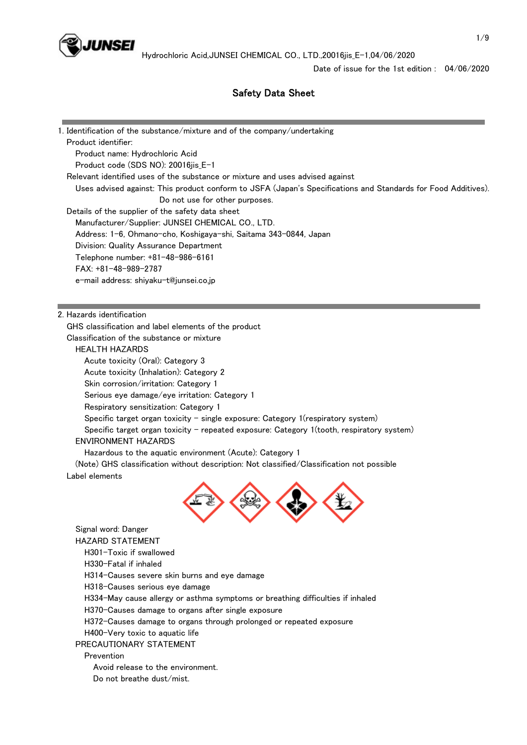Hydrochloric Acid,JUNSEI CHEMICAL CO., LTD.,20016jis_E-1,04/06/2020

Date of issue for the 1st edition : 04/06/2020

# Safety Data Sheet

## 1. Identification of the substance/mixture and of the company/undertaking

Product identifier:

- Product name: Hydrochloric Acid
- Product code (SDS NO): 20016jis_E-1

Relevant identified uses of the substance or mixture and uses advised against

- Uses advised against: This product conform to JSFA (Japan's Specifications and Standards for Food Additives). Do not use for other purposes.

Details of the supplier of the safety data sheet

- Manufacturer/Supplier: JUNSEI CHEMICAL CO., LTD.
- Address: 1-6, Ohmano-cho, Koshigaya-shi, Saitama 343-0844, Japan
- Division: Quality Assurance Department
- Telephone number: +81-48-986-6161
- FAX: +81-48-989-2787
- e-mail address: shiyaku-t@junsei.co.jp

## 2. Hazards identification

GHS classification and label elements of the product

Classification of the substance or mixture

HEALTH HAZARDS

- Acute toxicity (Oral): Category 3
- Acute toxicity (Inhalation): Category 2
- Skin corrosion/irritation: Category 1
- Serious eye damage/eye irritation: Category 1
- Respiratory sensitization: Category 1
- Specific target organ toxicity - single exposure: Category 1(respiratory system)
- Specific target organ toxicity - repeated exposure: Category 1(tooth, respiratory system)

ENVIRONMENT HAZARDS

- Hazardous to the aquatic environment (Acute): Category 1

(Note) GHS classification without description: Not classified/Classification not possible

Label elements

Signal word: Danger

HAZARD STATEMENT

- H301-Toxic if swallowed
- H330-Fatal if inhaled
- H314-Causes severe skin burns and eye damage
- H318-Causes serious eye damage
- H334-May cause allergy or asthma symptoms or breathing difficulties if inhaled
- H370-Causes damage to organs after single exposure
- H372-Causes damage to organs through prolonged or repeated exposure
- H400-Very toxic to aquatic life

PRECAUTIONARY STATEMENT

Prevention

- Avoid release to the environment.
- Do not breathe dust/mist.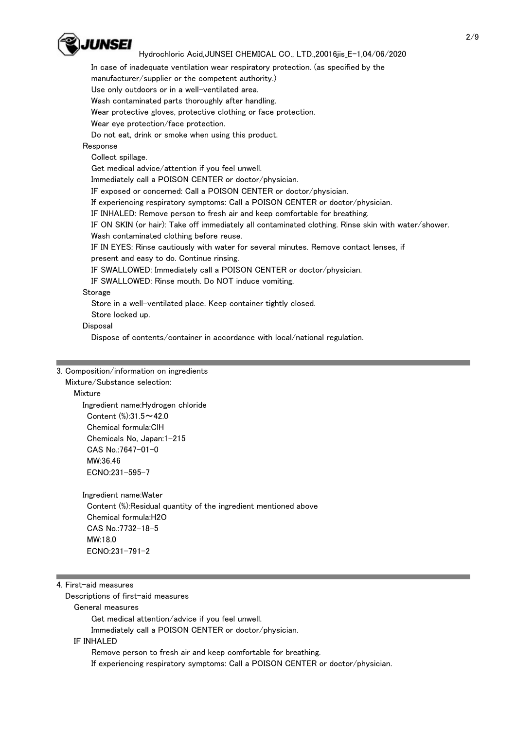In case of inadequate ventilation wear respiratory protection. (as specified by the manufacturer/supplier or the competent authority.)
Use only outdoors or in a well-ventilated area.
Wash contaminated parts thoroughly after handling.
Wear protective gloves, protective clothing or face protection.
Wear eye protection/face protection.
Do not eat, drink or smoke when using this product.

Response

Collect spillage.
Get medical advice/attention if you feel unwell.
Immediately call a POISON CENTER or doctor/physician.
IF exposed or concerned: Call a POISON CENTER or doctor/physician.
If experiencing respiratory symptoms: Call a POISON CENTER or doctor/physician.
IF INHALED: Remove person to fresh air and keep comfortable for breathing.
IF ON SKIN (or hair): Take off immediately all contaminated clothing. Rinse skin with water/shower.
Wash contaminated clothing before reuse.
IF IN EYES: Rinse cautiously with water for several minutes. Remove contact lenses, if present and easy to do. Continue rinsing.
IF SWALLOWED: Immediately call a POISON CENTER or doctor/physician.
IF SWALLOWED: Rinse mouth. Do NOT induce vomiting.

Storage

Store in a well-ventilated place. Keep container tightly closed.
Store locked up.

Disposal

Dispose of contents/container in accordance with local/national regulation.

## 3. Composition/information on ingredients

Mixture/Substance selection:

Mixture

Ingredient name:Hydrogen chloride
Content (%):31.5～42.0
Chemical formula:ClH
Chemicals No, Japan:1-215
CAS No.:7647-01-0
MW:36.46
ECNO:231-595-7

Ingredient name:Water
Content (%):Residual quantity of the ingredient mentioned above
Chemical formula:$H_2O$
CAS No.:7732-18-5
MW:18.0
ECNO:231-791-2

## 4. First-aid measures

Descriptions of first-aid measures

General measures

Get medical attention/advice if you feel unwell.
Immediately call a POISON CENTER or doctor/physician.

IF INHALED

Remove person to fresh air and keep comfortable for breathing.
If experiencing respiratory symptoms: Call a POISON CENTER or doctor/physician.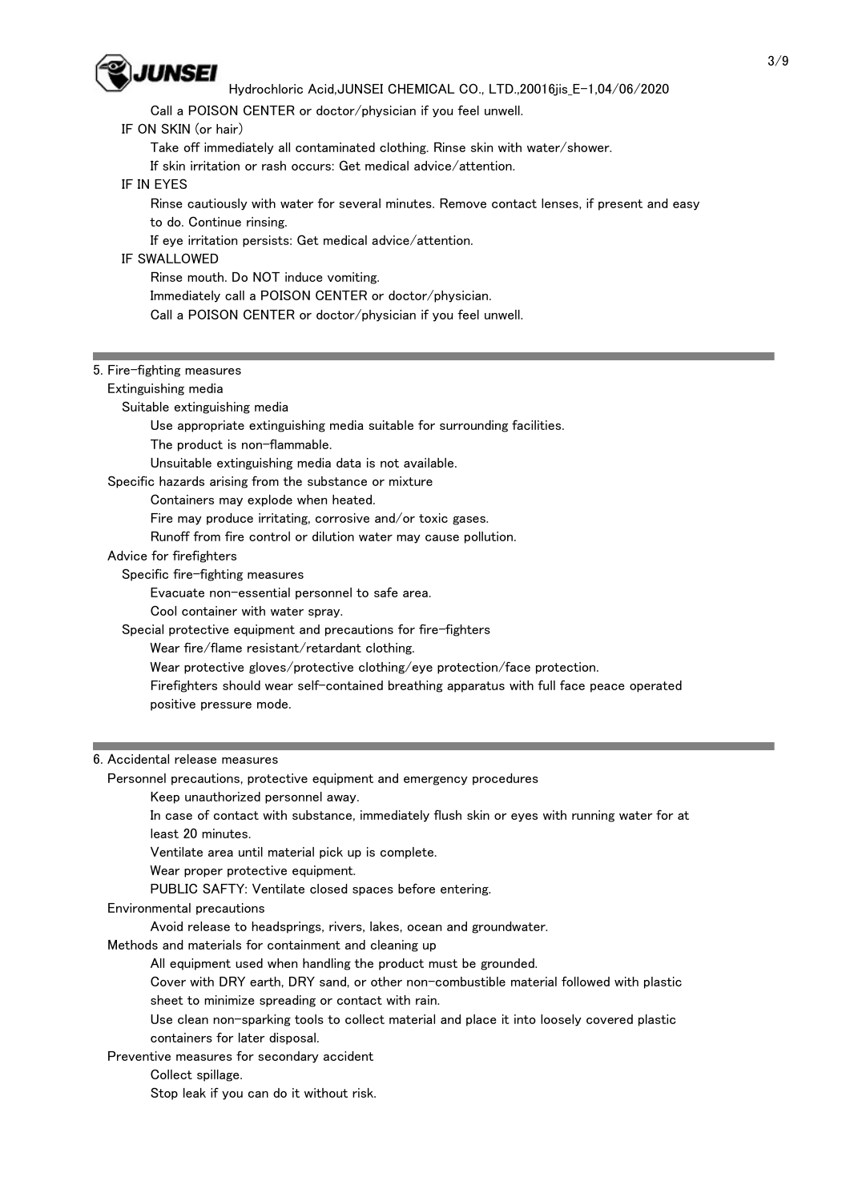Call a POISON CENTER or doctor/physician if you feel unwell.

IF ON SKIN (or hair)

Take off immediately all contaminated clothing. Rinse skin with water/shower.

If skin irritation or rash occurs: Get medical advice/attention.

IF IN EYES

Rinse cautiously with water for several minutes. Remove contact lenses, if present and easy to do. Continue rinsing.

If eye irritation persists: Get medical advice/attention.

IF SWALLOWED

Rinse mouth. Do NOT induce vomiting.

Immediately call a POISON CENTER or doctor/physician.

Call a POISON CENTER or doctor/physician if you feel unwell.

## 5. Fire-fighting measures

Extinguishing media

Suitable extinguishing media

Use appropriate extinguishing media suitable for surrounding facilities.

The product is non-flammable.

Unsuitable extinguishing media data is not available.

Specific hazards arising from the substance or mixture

Containers may explode when heated.

Fire may produce irritating, corrosive and/or toxic gases.

Runoff from fire control or dilution water may cause pollution.

Advice for firefighters

Specific fire-fighting measures

Evacuate non-essential personnel to safe area.

Cool container with water spray.

Special protective equipment and precautions for fire-fighters

Wear fire/flame resistant/retardant clothing.

Wear protective gloves/protective clothing/eye protection/face protection.

Firefighters should wear self-contained breathing apparatus with full face peace operated positive pressure mode.

## 6. Accidental release measures

Personnel precautions, protective equipment and emergency procedures

Keep unauthorized personnel away.

In case of contact with substance, immediately flush skin or eyes with running water for at least 20 minutes.

Ventilate area until material pick up is complete.

Wear proper protective equipment.

PUBLIC SAFTY: Ventilate closed spaces before entering.

Environmental precautions

Avoid release to headsprings, rivers, lakes, ocean and groundwater.

Methods and materials for containment and cleaning up

All equipment used when handling the product must be grounded.

Cover with DRY earth, DRY sand, or other non-combustible material followed with plastic sheet to minimize spreading or contact with rain.

Use clean non-sparking tools to collect material and place it into loosely covered plastic containers for later disposal.

Preventive measures for secondary accident

Collect spillage.

Stop leak if you can do it without risk.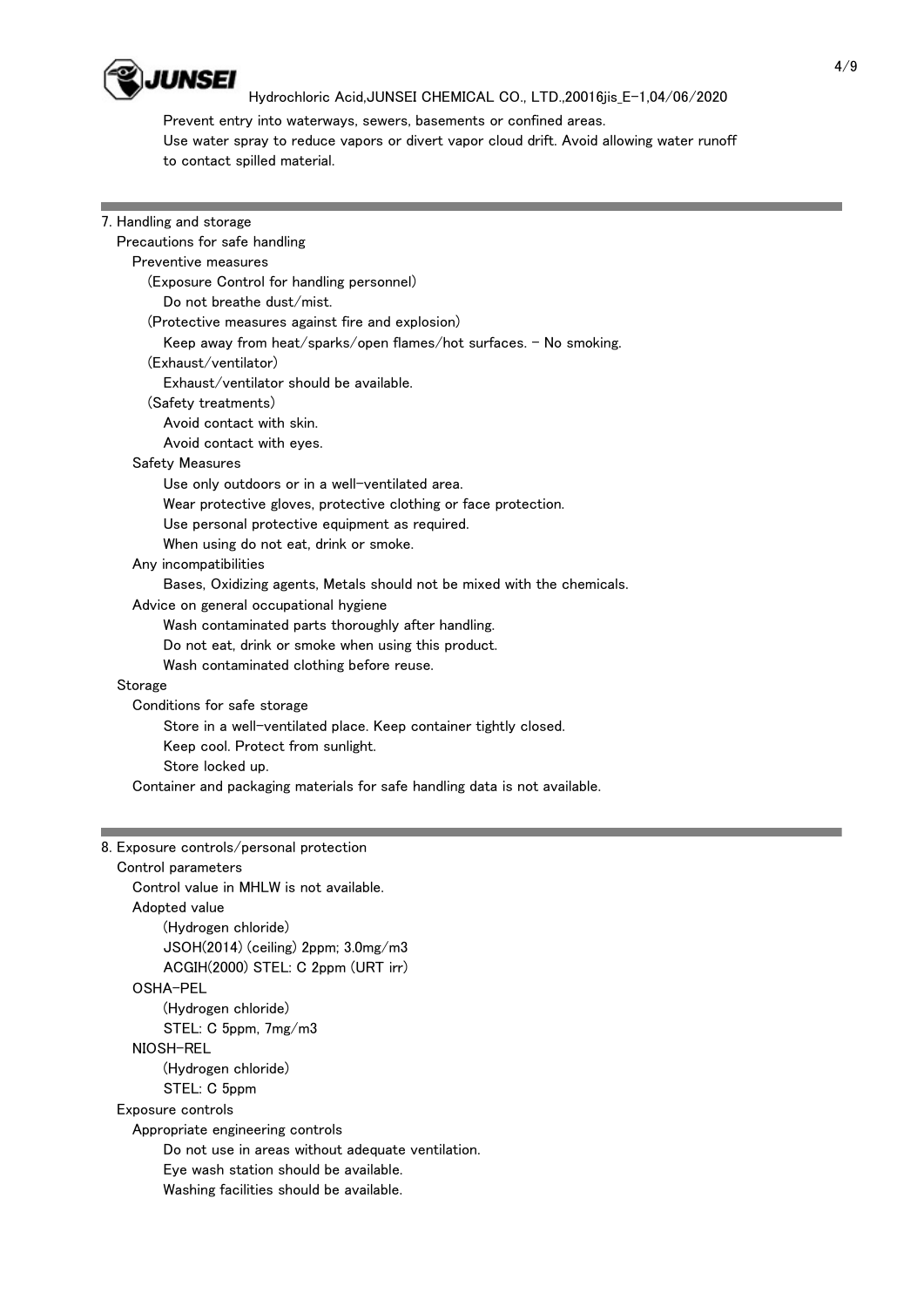Prevent entry into waterways, sewers, basements or confined areas.
Use water spray to reduce vapors or divert vapor cloud drift. Avoid allowing water runoff to contact spilled material.

## 7. Handling and storage

Precautions for safe handling

Preventive measures

(Exposure Control for handling personnel)

Do not breathe dust/mist.

(Protective measures against fire and explosion)

Keep away from heat/sparks/open flames/hot surfaces. - No smoking.

(Exhaust/ventilator)

Exhaust/ventilator should be available.

(Safety treatments)

Avoid contact with skin.
Avoid contact with eyes.

Safety Measures

Use only outdoors or in a well-ventilated area.
Wear protective gloves, protective clothing or face protection.
Use personal protective equipment as required.
When using do not eat, drink or smoke.

Any incompatibilities

Bases, Oxidizing agents, Metals should not be mixed with the chemicals.

Advice on general occupational hygiene

Wash contaminated parts thoroughly after handling.
Do not eat, drink or smoke when using this product.
Wash contaminated clothing before reuse.

Storage

Conditions for safe storage

Store in a well-ventilated place. Keep container tightly closed.
Keep cool. Protect from sunlight.
Store locked up.

Container and packaging materials for safe handling data is not available.

## 8. Exposure controls/personal protection

Control parameters

Control value in MHLW is not available.

Adopted value

(Hydrogen chloride)
JSOH(2014) (ceiling) 2ppm; 3.0mg/m3
ACGIH(2000) STEL: C 2ppm (URT irr)

OSHA-PEL

(Hydrogen chloride)
STEL: C 5ppm, 7mg/m3

NIOSH-REL

(Hydrogen chloride)
STEL: C 5ppm

Exposure controls

Appropriate engineering controls

Do not use in areas without adequate ventilation.
Eye wash station should be available.
Washing facilities should be available.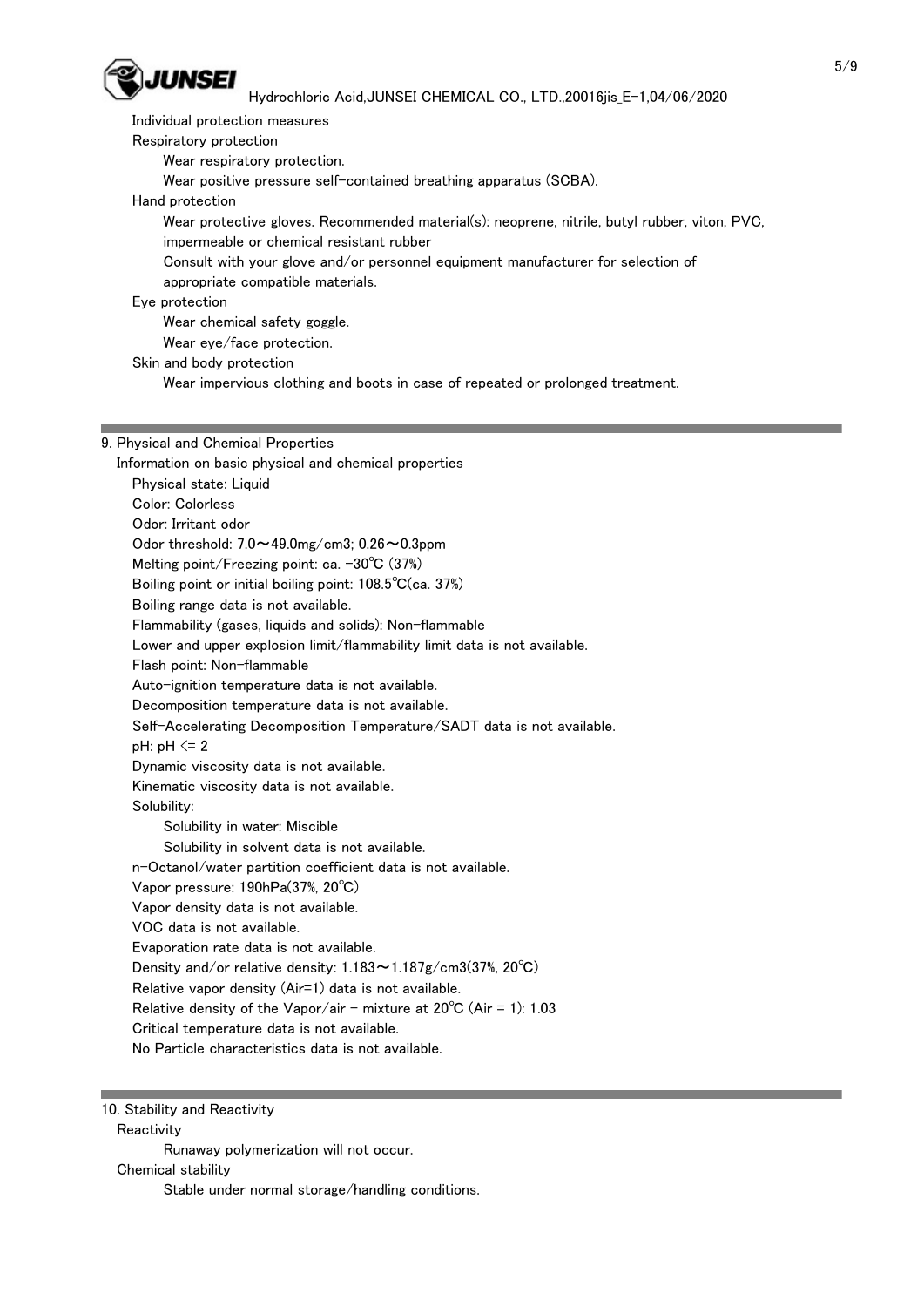Individual protection measures

Respiratory protection

Wear respiratory protection.

Wear positive pressure self-contained breathing apparatus (SCBA).

Hand protection

Wear protective gloves. Recommended material(s): neoprene, nitrile, butyl rubber, viton, PVC, impermeable or chemical resistant rubber

Consult with your glove and/or personnel equipment manufacturer for selection of appropriate compatible materials.

Eye protection

Wear chemical safety goggle.

Wear eye/face protection.

Skin and body protection

Wear impervious clothing and boots in case of repeated or prolonged treatment.

## 9. Physical and Chemical Properties

Information on basic physical and chemical properties

Physical state: Liquid

Color: Colorless

Odor: Irritant odor

Odor threshold: 7.0～49.0mg/cm3; 0.26～0.3ppm

Melting point/Freezing point: ca. -30℃ (37%)

Boiling point or initial boiling point: 108.5℃(ca. 37%)

Boiling range data is not available.

Flammability (gases, liquids and solids): Non-flammable

Lower and upper explosion limit/flammability limit data is not available.

Flash point: Non-flammable

Auto-ignition temperature data is not available.

Decomposition temperature data is not available.

Self-Accelerating Decomposition Temperature/SADT data is not available.

pH: pH <= 2

Dynamic viscosity data is not available.

Kinematic viscosity data is not available.

Solubility:

Solubility in water: Miscible

Solubility in solvent data is not available.

n-Octanol/water partition coefficient data is not available.

Vapor pressure: 190hPa(37%, 20℃)

Vapor density data is not available.

VOC data is not available.

Evaporation rate data is not available.

Density and/or relative density: 1.183～1.187g/cm3(37%, 20℃)

Relative vapor density (Air=1) data is not available.

Relative density of the Vapor/air - mixture at 20℃ (Air = 1): 1.03

Critical temperature data is not available.

No Particle characteristics data is not available.

## 10. Stability and Reactivity

Reactivity

Runaway polymerization will not occur.

Chemical stability

Stable under normal storage/handling conditions.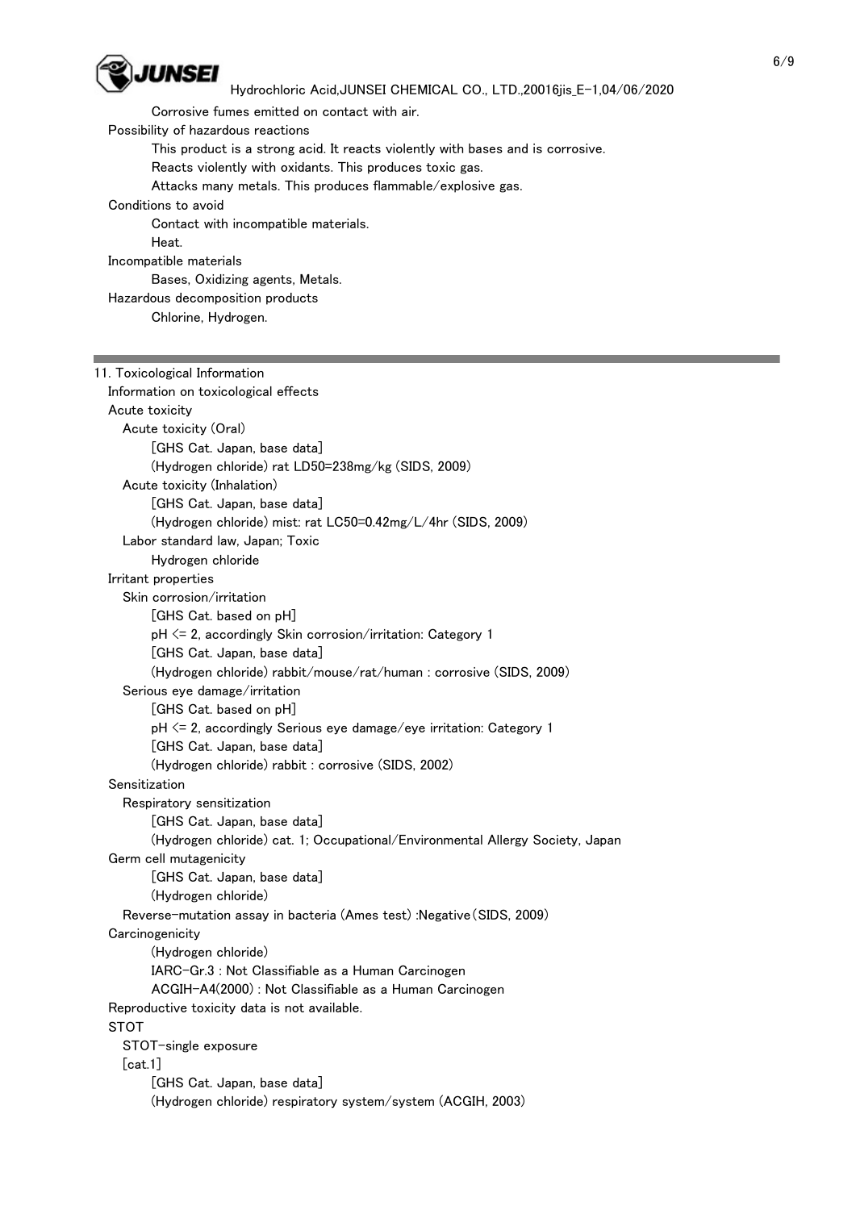Corrosive fumes emitted on contact with air.

Possibility of hazardous reactions

This product is a strong acid. It reacts violently with bases and is corrosive.
Reacts violently with oxidants. This produces toxic gas.
Attacks many metals. This produces flammable/explosive gas.

Conditions to avoid

Contact with incompatible materials.
Heat.

Incompatible materials

Bases, Oxidizing agents, Metals.

Hazardous decomposition products

Chlorine, Hydrogen.

## 11. Toxicological Information

Information on toxicological effects

Acute toxicity

Acute toxicity (Oral)

[GHS Cat. Japan, base data]
(Hydrogen chloride) rat LD50=238mg/kg (SIDS, 2009)

Acute toxicity (Inhalation)

[GHS Cat. Japan, base data]
(Hydrogen chloride) mist: rat LC50=0.42mg/L/4hr (SIDS, 2009)

Labor standard law, Japan; Toxic

Hydrogen chloride

Irritant properties

Skin corrosion/irritation

[GHS Cat. based on pH]
pH <= 2, accordingly Skin corrosion/irritation: Category 1
[GHS Cat. Japan, base data]
(Hydrogen chloride) rabbit/mouse/rat/human : corrosive (SIDS, 2009)

Serious eye damage/irritation

[GHS Cat. based on pH]
pH <= 2, accordingly Serious eye damage/eye irritation: Category 1
[GHS Cat. Japan, base data]
(Hydrogen chloride) rabbit : corrosive (SIDS, 2002)

Sensitization

Respiratory sensitization

[GHS Cat. Japan, base data]
(Hydrogen chloride) cat. 1; Occupational/Environmental Allergy Society, Japan

Germ cell mutagenicity

[GHS Cat. Japan, base data]
(Hydrogen chloride)

Reverse-mutation assay in bacteria (Ames test) :Negative(SIDS, 2009)

Carcinogenicity

(Hydrogen chloride)
IARC-Gr.3 : Not Classifiable as a Human Carcinogen
ACGIH-A4(2000) : Not Classifiable as a Human Carcinogen

Reproductive toxicity data is not available.

STOT

STOT-single exposure

[cat.1]

[GHS Cat. Japan, base data]
(Hydrogen chloride) respiratory system/system (ACGIH, 2003)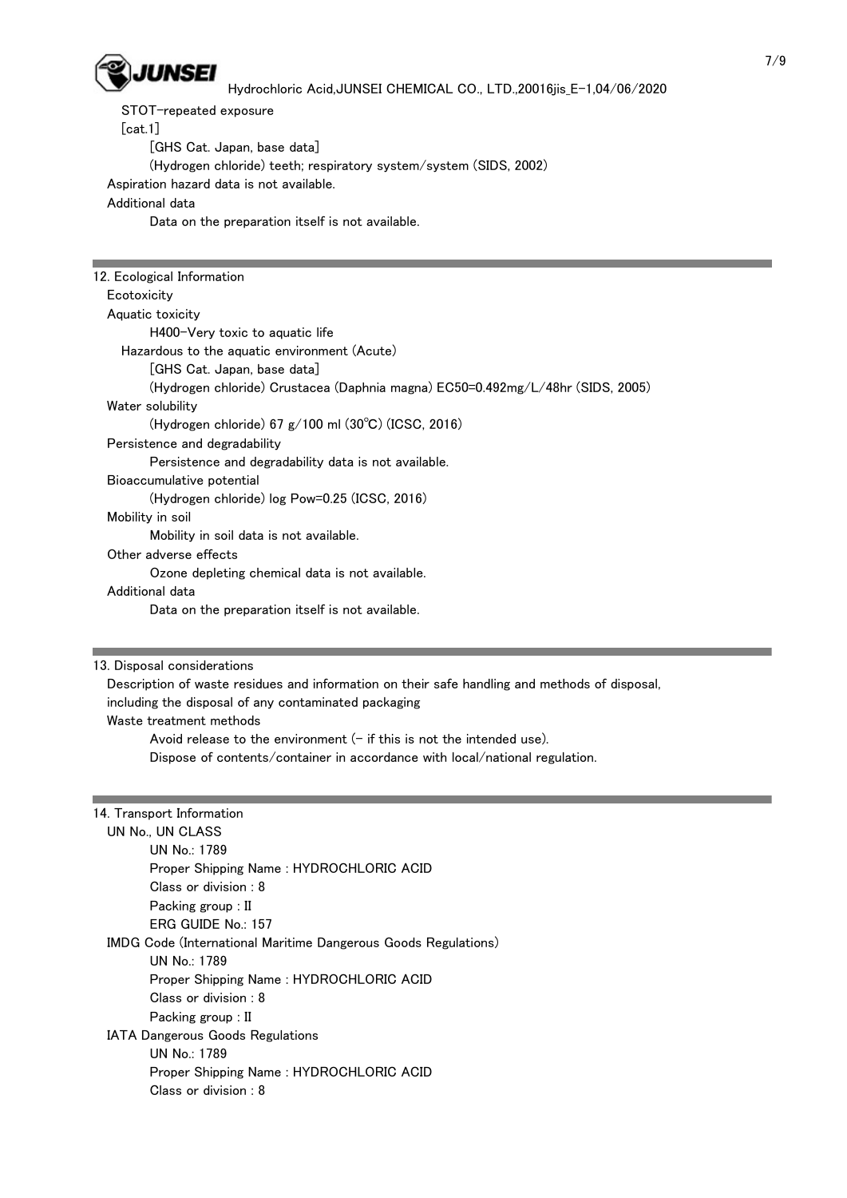STOT-repeated exposure

[cat.1]

[GHS Cat. Japan, base data]

(Hydrogen chloride) teeth; respiratory system/system (SIDS, 2002)

Aspiration hazard data is not available.

Additional data

Data on the preparation itself is not available.

## 12. Ecological Information

Ecotoxicity

Aquatic toxicity

H400-Very toxic to aquatic life

Hazardous to the aquatic environment (Acute)

[GHS Cat. Japan, base data]

(Hydrogen chloride) Crustacea (Daphnia magna) EC50=0.492mg/L/48hr (SIDS, 2005)

Water solubility

(Hydrogen chloride) 67 g/100 ml (30℃) (ICSC, 2016)

Persistence and degradability

Persistence and degradability data is not available.

Bioaccumulative potential

(Hydrogen chloride) log Pow=0.25 (ICSC, 2016)

Mobility in soil

Mobility in soil data is not available.

Other adverse effects

Ozone depleting chemical data is not available.

Additional data

Data on the preparation itself is not available.

## 13. Disposal considerations

Description of waste residues and information on their safe handling and methods of disposal, including the disposal of any contaminated packaging

Waste treatment methods

Avoid release to the environment (- if this is not the intended use).

Dispose of contents/container in accordance with local/national regulation.

## 14. Transport Information

UN No., UN CLASS

UN No.: 1789

Proper Shipping Name : HYDROCHLORIC ACID

Class or division : 8

Packing group : II

ERG GUIDE No.: 157

IMDG Code (International Maritime Dangerous Goods Regulations)

UN No.: 1789

Proper Shipping Name : HYDROCHLORIC ACID

Class or division : 8

Packing group : II

IATA Dangerous Goods Regulations

UN No.: 1789

Proper Shipping Name : HYDROCHLORIC ACID

Class or division : 8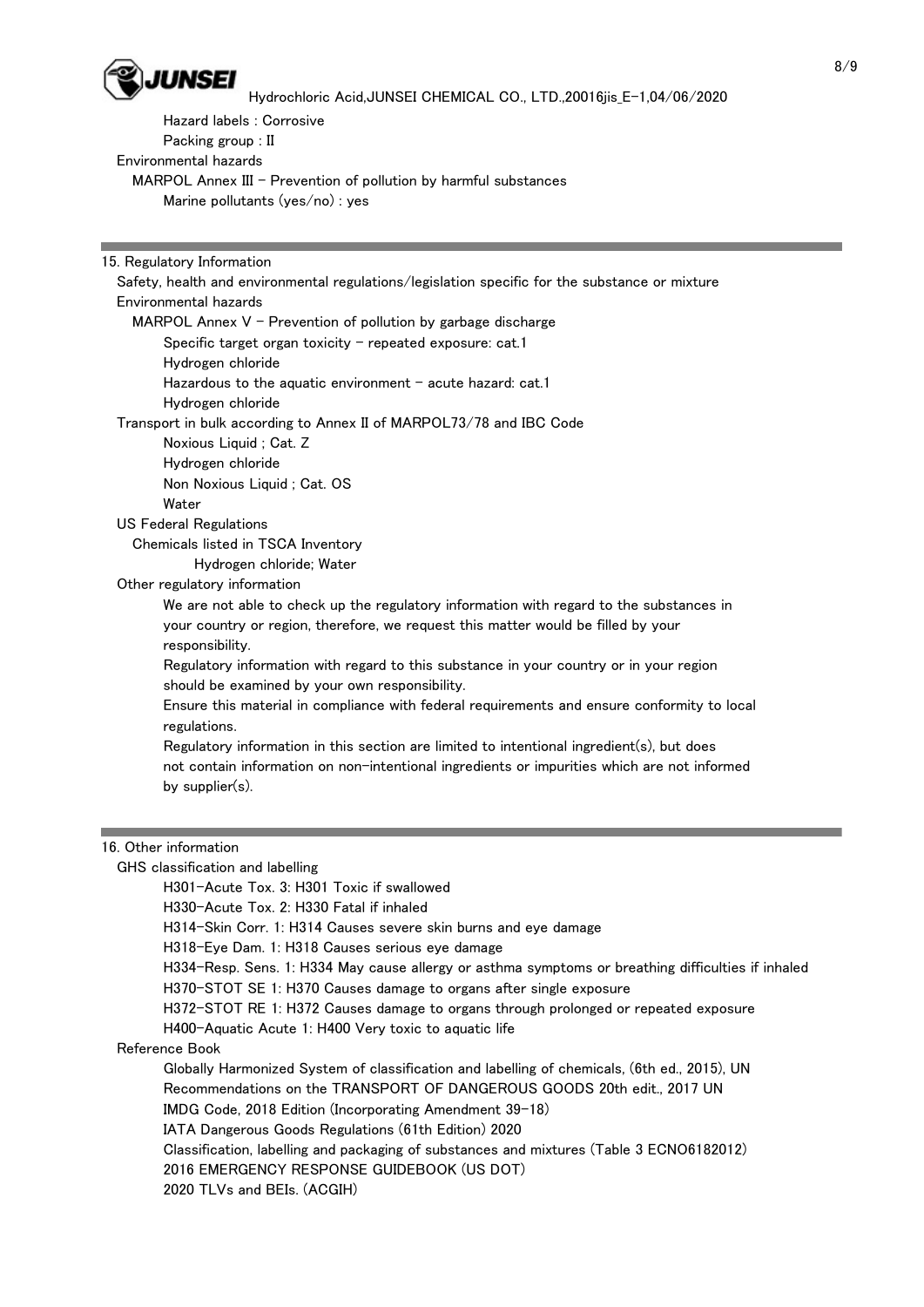Hazard labels : Corrosive

Packing group : II

Environmental hazards

MARPOL Annex III - Prevention of pollution by harmful substances

Marine pollutants (yes/no) : yes

## 15. Regulatory Information

Safety, health and environmental regulations/legislation specific for the substance or mixture

Environmental hazards

MARPOL Annex V - Prevention of pollution by garbage discharge

Specific target organ toxicity - repeated exposure: cat.1

Hydrogen chloride

Hazardous to the aquatic environment - acute hazard: cat.1

Hydrogen chloride

Transport in bulk according to Annex II of MARPOL73/78 and IBC Code

Noxious Liquid ; Cat. Z

Hydrogen chloride

Non Noxious Liquid ; Cat. OS

Water

US Federal Regulations

Chemicals listed in TSCA Inventory

Hydrogen chloride; Water

Other regulatory information

We are not able to check up the regulatory information with regard to the substances in your country or region, therefore, we request this matter would be filled by your responsibility.

Regulatory information with regard to this substance in your country or in your region should be examined by your own responsibility.

Ensure this material in compliance with federal requirements and ensure conformity to local regulations.

Regulatory information in this section are limited to intentional ingredient(s), but does not contain information on non-intentional ingredients or impurities which are not informed by supplier(s).

## 16. Other information

GHS classification and labelling

H301-Acute Tox. 3: H301 Toxic if swallowed

H330-Acute Tox. 2: H330 Fatal if inhaled

H314-Skin Corr. 1: H314 Causes severe skin burns and eye damage

H318-Eye Dam. 1: H318 Causes serious eye damage

H334-Resp. Sens. 1: H334 May cause allergy or asthma symptoms or breathing difficulties if inhaled

H370-STOT SE 1: H370 Causes damage to organs after single exposure

H372-STOT RE 1: H372 Causes damage to organs through prolonged or repeated exposure

H400-Aquatic Acute 1: H400 Very toxic to aquatic life

Reference Book

Globally Harmonized System of classification and labelling of chemicals, (6th ed., 2015), UN

Recommendations on the TRANSPORT OF DANGEROUS GOODS 20th edit., 2017 UN

IMDG Code, 2018 Edition (Incorporating Amendment 39-18)

IATA Dangerous Goods Regulations (61th Edition) 2020

Classification, labelling and packaging of substances and mixtures (Table 3 ECNO6182012)

2016 EMERGENCY RESPONSE GUIDEBOOK (US DOT)

2020 TLVs and BEIs. (ACGIH)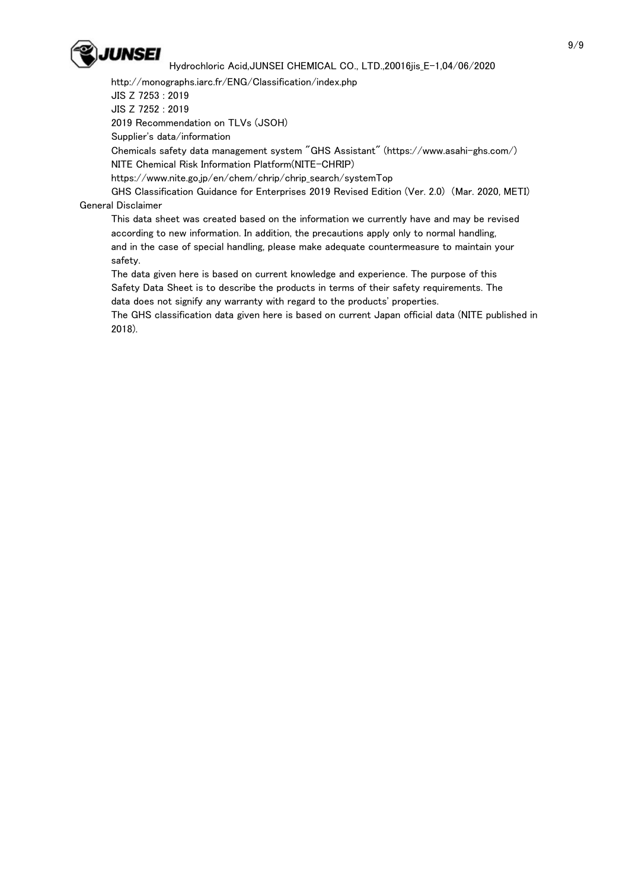http://monographs.iarc.fr/ENG/Classification/index.php
JIS Z 7253 : 2019
JIS Z 7252 : 2019
2019 Recommendation on TLVs (JSOH)
Supplier's data/information
Chemicals safety data management system "GHS Assistant" (https://www.asahi-ghs.com/)
NITE Chemical Risk Information Platform(NITE-CHRIP)
https://www.nite.go.jp/en/chem/chrip/chrip_search/systemTop
GHS Classification Guidance for Enterprises 2019 Revised Edition (Ver. 2.0) (Mar. 2020, METI)

General Disclaimer

This data sheet was created based on the information we currently have and may be revised according to new information. In addition, the precautions apply only to normal handling, and in the case of special handling, please make adequate countermeasure to maintain your safety.

The data given here is based on current knowledge and experience. The purpose of this Safety Data Sheet is to describe the products in terms of their safety requirements. The data does not signify any warranty with regard to the products' properties.

The GHS classification data given here is based on current Japan official data (NITE published in 2018).